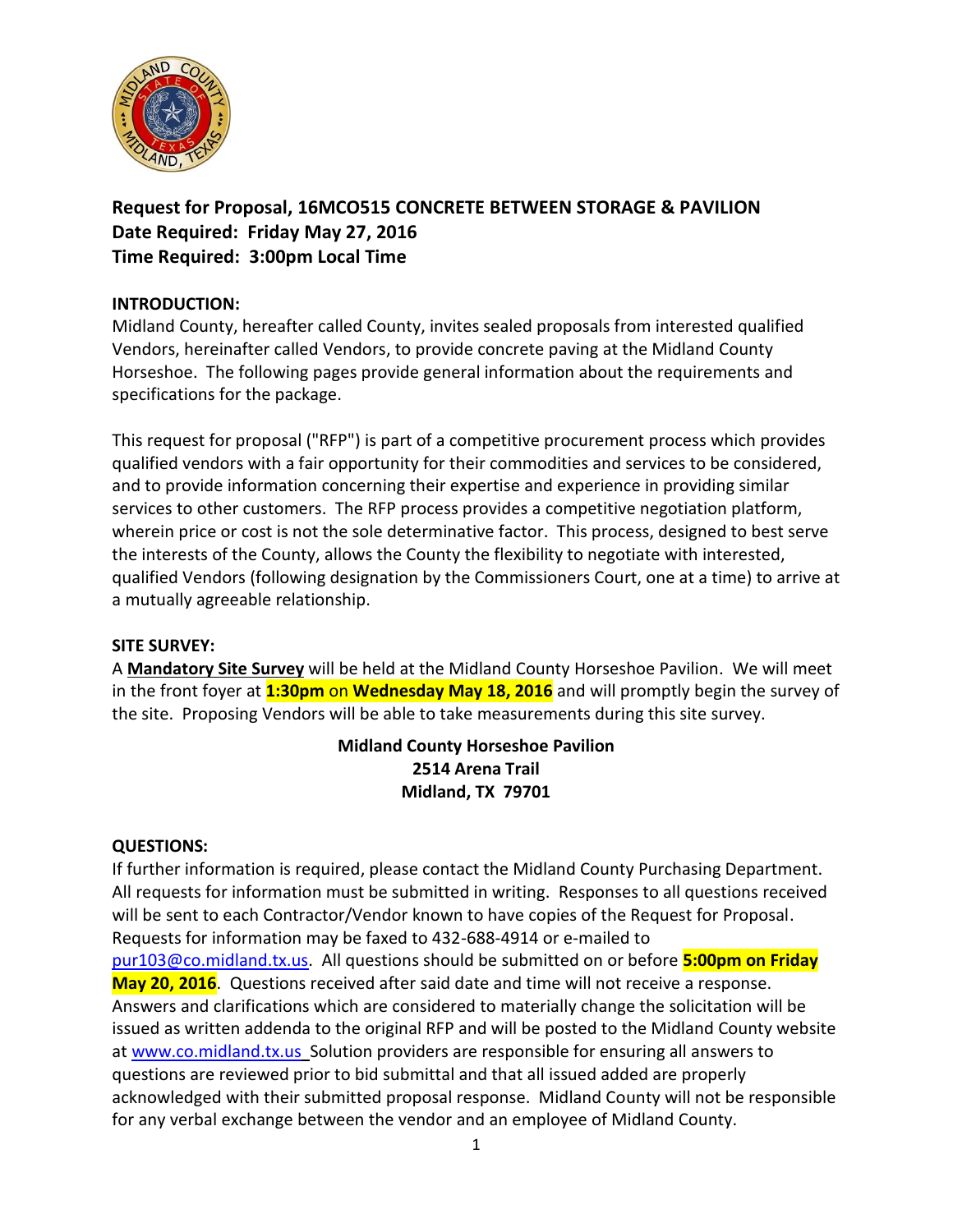**Request for Proposal, 16MCO515 CONCRETE BETWEEN STORAGE & PAVILION**
**Date Required: Friday May 27, 2016**
**Time Required: 3:00pm Local Time**

**INTRODUCTION:**

Midland County, hereafter called County, invites sealed proposals from interested qualified Vendors, hereinafter called Vendors, to provide concrete paving at the Midland County Horseshoe. The following pages provide general information about the requirements and specifications for the package.

This request for proposal ("RFP") is part of a competitive procurement process which provides qualified vendors with a fair opportunity for their commodities and services to be considered, and to provide information concerning their expertise and experience in providing similar services to other customers. The RFP process provides a competitive negotiation platform, wherein price or cost is not the sole determinative factor. This process, designed to best serve the interests of the County, allows the County the flexibility to negotiate with interested, qualified Vendors (following designation by the Commissioners Court, one at a time) to arrive at a mutually agreeable relationship.

**SITE SURVEY:**

A **Mandatory Site Survey** will be held at the Midland County Horseshoe Pavilion. We will meet in the front foyer at **1:30pm** on **Wednesday May 18, 2016** and will promptly begin the survey of the site. Proposing Vendors will be able to take measurements during this site survey.

**Midland County Horseshoe Pavilion**
**2514 Arena Trail**
**Midland, TX 79701**

**QUESTIONS:**

If further information is required, please contact the Midland County Purchasing Department. All requests for information must be submitted in writing. Responses to all questions received will be sent to each Contractor/Vendor known to have copies of the Request for Proposal. Requests for information may be faxed to 432-688-4914 or e-mailed to pur103@co.midland.tx.us. All questions should be submitted on or before **5:00pm on Friday May 20, 2016**. Questions received after said date and time will not receive a response. Answers and clarifications which are considered to materially change the solicitation will be issued as written addenda to the original RFP and will be posted to the Midland County website at www.co.midland.tx.us Solution providers are responsible for ensuring all answers to questions are reviewed prior to bid submittal and that all issued added are properly acknowledged with their submitted proposal response. Midland County will not be responsible for any verbal exchange between the vendor and an employee of Midland County.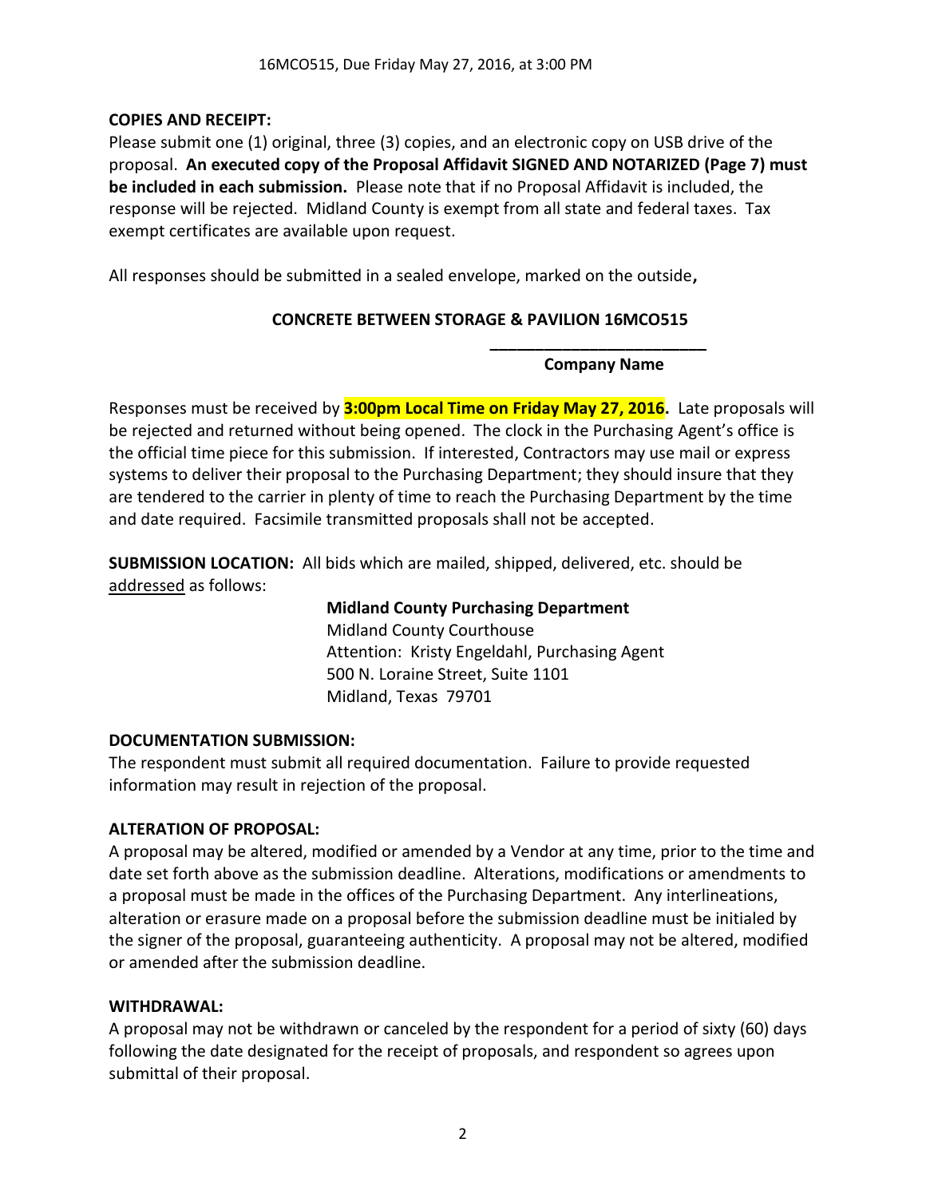**COPIES AND RECEIPT:**
Please submit one (1) original, three (3) copies, and an electronic copy on USB drive of the proposal. **An executed copy of the Proposal Affidavit SIGNED AND NOTARIZED (Page 7) must be included in each submission.** Please note that if no Proposal Affidavit is included, the response will be rejected. Midland County is exempt from all state and federal taxes. Tax exempt certificates are available upon request.

All responses should be submitted in a sealed envelope, marked on the outside**,**

**CONCRETE BETWEEN STORAGE & PAVILION 16MCO515**

**________________________**
**Company Name**

Responses must be received by **3:00pm Local Time on Friday May 27, 2016.** Late proposals will be rejected and returned without being opened. The clock in the Purchasing Agent's office is the official time piece for this submission. If interested, Contractors may use mail or express systems to deliver their proposal to the Purchasing Department; they should insure that they are tendered to the carrier in plenty of time to reach the Purchasing Department by the time and date required. Facsimile transmitted proposals shall not be accepted.

**SUBMISSION LOCATION:** All bids which are mailed, shipped, delivered, etc. should be addressed as follows:

**Midland County Purchasing Department**
Midland County Courthouse
Attention: Kristy Engeldahl, Purchasing Agent
500 N. Loraine Street, Suite 1101
Midland, Texas 79701

**DOCUMENTATION SUBMISSION:**
The respondent must submit all required documentation. Failure to provide requested information may result in rejection of the proposal.

**ALTERATION OF PROPOSAL:**
A proposal may be altered, modified or amended by a Vendor at any time, prior to the time and date set forth above as the submission deadline. Alterations, modifications or amendments to a proposal must be made in the offices of the Purchasing Department. Any interlineations, alteration or erasure made on a proposal before the submission deadline must be initialed by the signer of the proposal, guaranteeing authenticity. A proposal may not be altered, modified or amended after the submission deadline.

**WITHDRAWAL:**
A proposal may not be withdrawn or canceled by the respondent for a period of sixty (60) days following the date designated for the receipt of proposals, and respondent so agrees upon submittal of their proposal.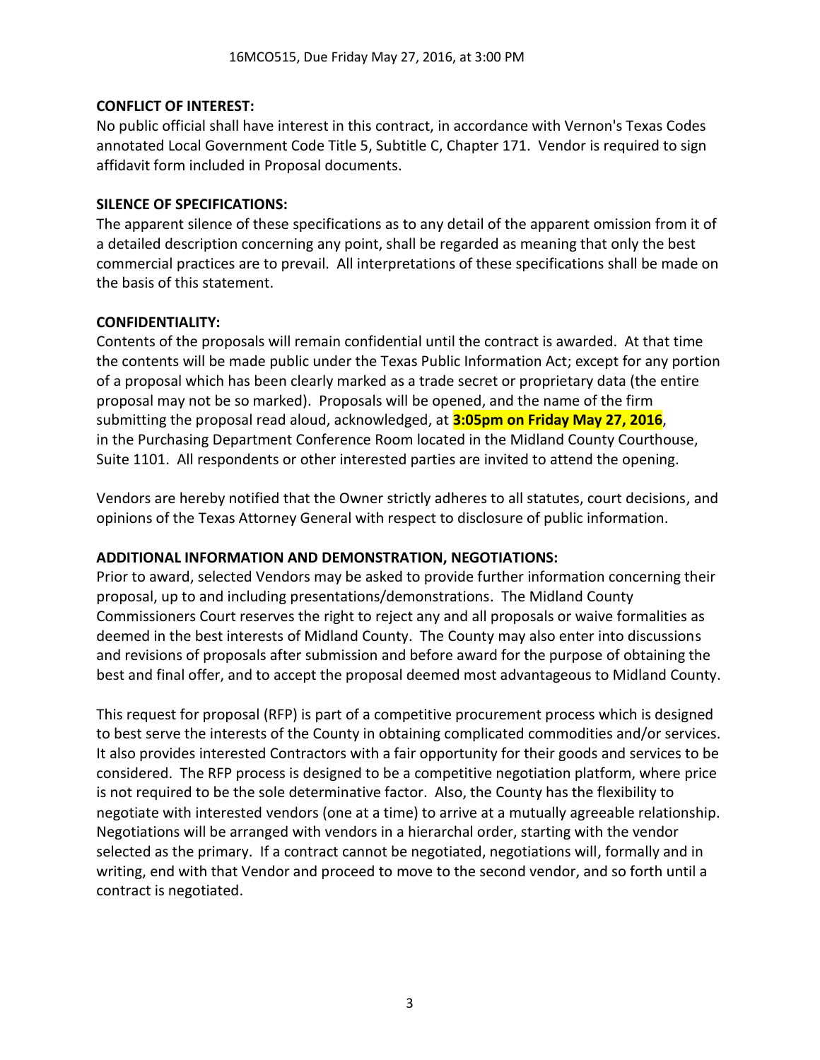**CONFLICT OF INTEREST:**

No public official shall have interest in this contract, in accordance with Vernon's Texas Codes annotated Local Government Code Title 5, Subtitle C, Chapter 171. Vendor is required to sign affidavit form included in Proposal documents.

**SILENCE OF SPECIFICATIONS:**

The apparent silence of these specifications as to any detail of the apparent omission from it of a detailed description concerning any point, shall be regarded as meaning that only the best commercial practices are to prevail. All interpretations of these specifications shall be made on the basis of this statement.

**CONFIDENTIALITY:**

Contents of the proposals will remain confidential until the contract is awarded. At that time the contents will be made public under the Texas Public Information Act; except for any portion of a proposal which has been clearly marked as a trade secret or proprietary data (the entire proposal may not be so marked). Proposals will be opened, and the name of the firm submitting the proposal read aloud, acknowledged, at **3:05pm on Friday May 27, 2016**, in the Purchasing Department Conference Room located in the Midland County Courthouse, Suite 1101. All respondents or other interested parties are invited to attend the opening.

Vendors are hereby notified that the Owner strictly adheres to all statutes, court decisions, and opinions of the Texas Attorney General with respect to disclosure of public information.

**ADDITIONAL INFORMATION AND DEMONSTRATION, NEGOTIATIONS:**

Prior to award, selected Vendors may be asked to provide further information concerning their proposal, up to and including presentations/demonstrations. The Midland County Commissioners Court reserves the right to reject any and all proposals or waive formalities as deemed in the best interests of Midland County. The County may also enter into discussions and revisions of proposals after submission and before award for the purpose of obtaining the best and final offer, and to accept the proposal deemed most advantageous to Midland County.

This request for proposal (RFP) is part of a competitive procurement process which is designed to best serve the interests of the County in obtaining complicated commodities and/or services. It also provides interested Contractors with a fair opportunity for their goods and services to be considered. The RFP process is designed to be a competitive negotiation platform, where price is not required to be the sole determinative factor. Also, the County has the flexibility to negotiate with interested vendors (one at a time) to arrive at a mutually agreeable relationship. Negotiations will be arranged with vendors in a hierarchal order, starting with the vendor selected as the primary. If a contract cannot be negotiated, negotiations will, formally and in writing, end with that Vendor and proceed to move to the second vendor, and so forth until a contract is negotiated.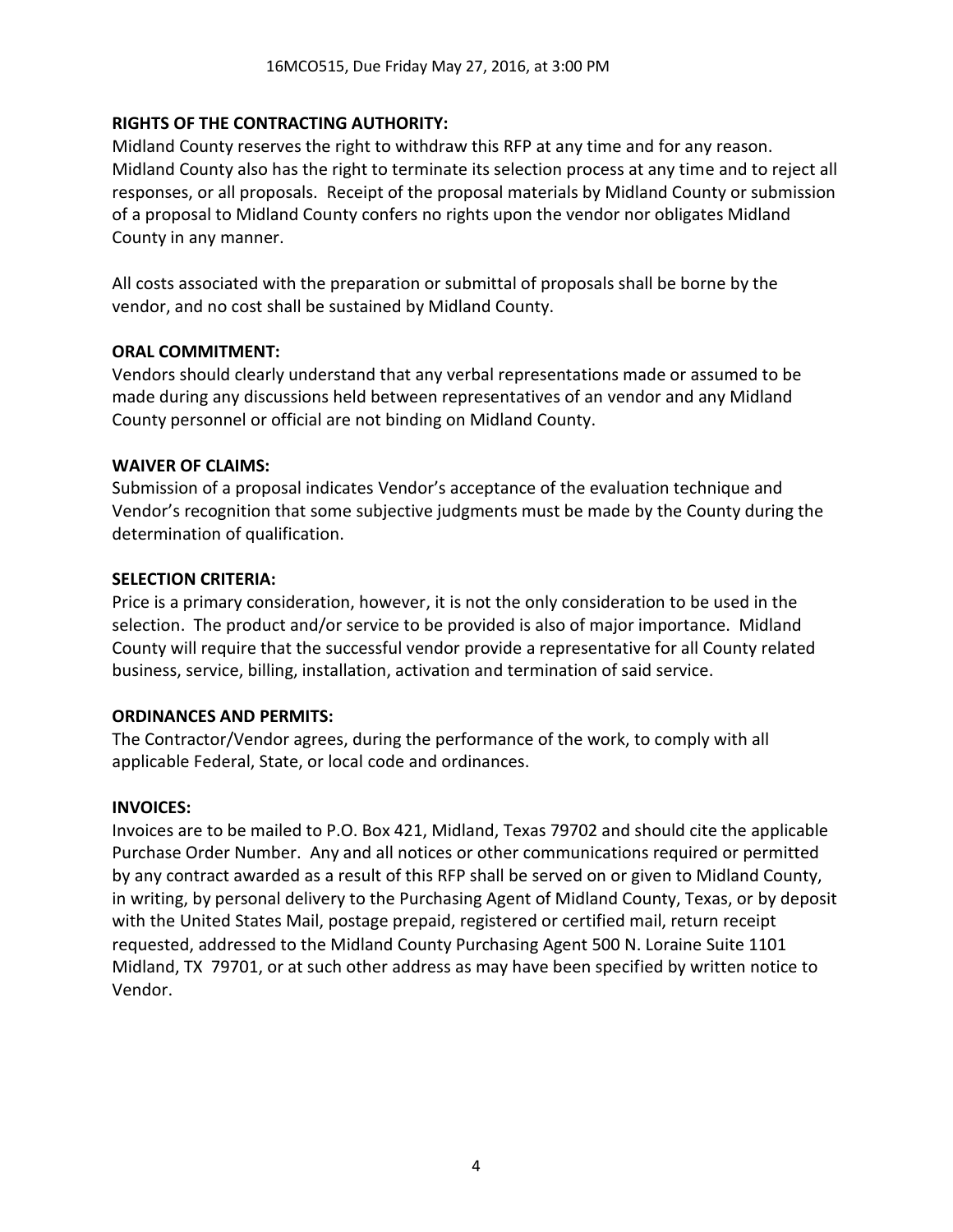**RIGHTS OF THE CONTRACTING AUTHORITY:**

Midland County reserves the right to withdraw this RFP at any time and for any reason. Midland County also has the right to terminate its selection process at any time and to reject all responses, or all proposals. Receipt of the proposal materials by Midland County or submission of a proposal to Midland County confers no rights upon the vendor nor obligates Midland County in any manner.

All costs associated with the preparation or submittal of proposals shall be borne by the vendor, and no cost shall be sustained by Midland County.

**ORAL COMMITMENT:**

Vendors should clearly understand that any verbal representations made or assumed to be made during any discussions held between representatives of an vendor and any Midland County personnel or official are not binding on Midland County.

**WAIVER OF CLAIMS:**

Submission of a proposal indicates Vendor's acceptance of the evaluation technique and Vendor's recognition that some subjective judgments must be made by the County during the determination of qualification.

**SELECTION CRITERIA:**

Price is a primary consideration, however, it is not the only consideration to be used in the selection. The product and/or service to be provided is also of major importance. Midland County will require that the successful vendor provide a representative for all County related business, service, billing, installation, activation and termination of said service.

**ORDINANCES AND PERMITS:**

The Contractor/Vendor agrees, during the performance of the work, to comply with all applicable Federal, State, or local code and ordinances.

**INVOICES:**

Invoices are to be mailed to P.O. Box 421, Midland, Texas 79702 and should cite the applicable Purchase Order Number. Any and all notices or other communications required or permitted by any contract awarded as a result of this RFP shall be served on or given to Midland County, in writing, by personal delivery to the Purchasing Agent of Midland County, Texas, or by deposit with the United States Mail, postage prepaid, registered or certified mail, return receipt requested, addressed to the Midland County Purchasing Agent 500 N. Loraine Suite 1101 Midland, TX 79701, or at such other address as may have been specified by written notice to Vendor.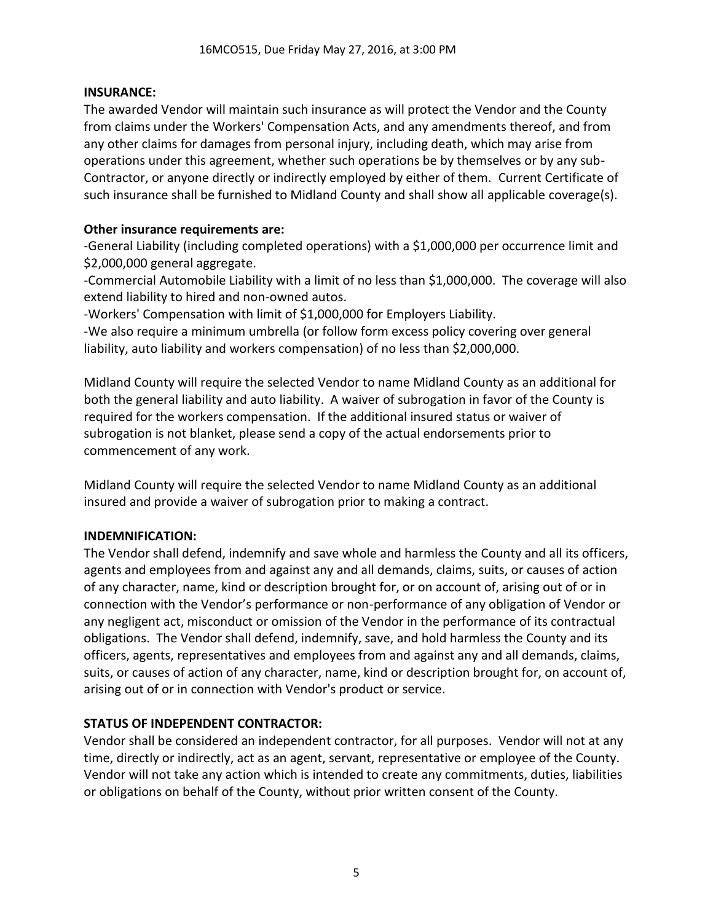**INSURANCE:**

The awarded Vendor will maintain such insurance as will protect the Vendor and the County from claims under the Workers' Compensation Acts, and any amendments thereof, and from any other claims for damages from personal injury, including death, which may arise from operations under this agreement, whether such operations be by themselves or by any sub-Contractor, or anyone directly or indirectly employed by either of them. Current Certificate of such insurance shall be furnished to Midland County and shall show all applicable coverage(s).

**Other insurance requirements are:**

-General Liability (including completed operations) with a $1,000,000 per occurrence limit and $2,000,000 general aggregate.

-Commercial Automobile Liability with a limit of no less than $1,000,000. The coverage will also extend liability to hired and non-owned autos.

-Workers' Compensation with limit of $1,000,000 for Employers Liability.

-We also require a minimum umbrella (or follow form excess policy covering over general liability, auto liability and workers compensation) of no less than $2,000,000.

Midland County will require the selected Vendor to name Midland County as an additional for both the general liability and auto liability. A waiver of subrogation in favor of the County is required for the workers compensation. If the additional insured status or waiver of subrogation is not blanket, please send a copy of the actual endorsements prior to commencement of any work.

Midland County will require the selected Vendor to name Midland County as an additional insured and provide a waiver of subrogation prior to making a contract.

**INDEMNIFICATION:**

The Vendor shall defend, indemnify and save whole and harmless the County and all its officers, agents and employees from and against any and all demands, claims, suits, or causes of action of any character, name, kind or description brought for, or on account of, arising out of or in connection with the Vendor's performance or non-performance of any obligation of Vendor or any negligent act, misconduct or omission of the Vendor in the performance of its contractual obligations. The Vendor shall defend, indemnify, save, and hold harmless the County and its officers, agents, representatives and employees from and against any and all demands, claims, suits, or causes of action of any character, name, kind or description brought for, on account of, arising out of or in connection with Vendor's product or service.

**STATUS OF INDEPENDENT CONTRACTOR:**

Vendor shall be considered an independent contractor, for all purposes. Vendor will not at any time, directly or indirectly, act as an agent, servant, representative or employee of the County. Vendor will not take any action which is intended to create any commitments, duties, liabilities or obligations on behalf of the County, without prior written consent of the County.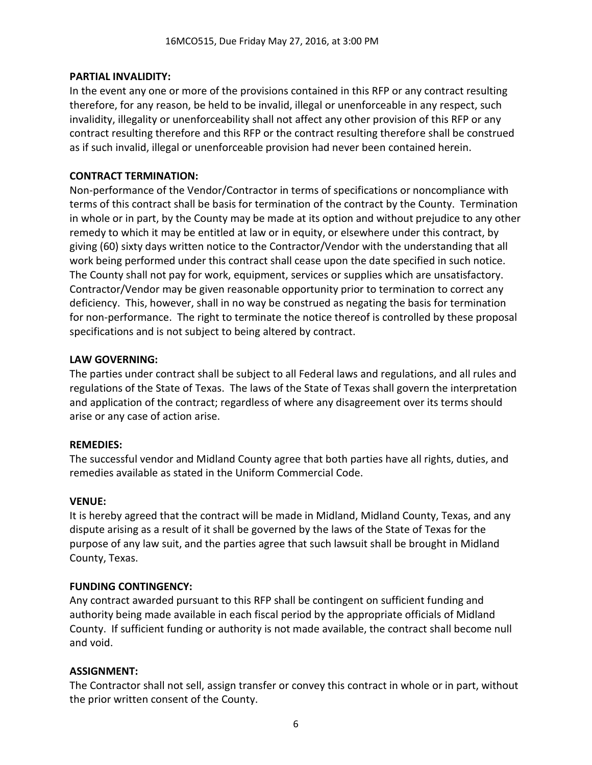**PARTIAL INVALIDITY:**

In the event any one or more of the provisions contained in this RFP or any contract resulting therefore, for any reason, be held to be invalid, illegal or unenforceable in any respect, such invalidity, illegality or unenforceability shall not affect any other provision of this RFP or any contract resulting therefore and this RFP or the contract resulting therefore shall be construed as if such invalid, illegal or unenforceable provision had never been contained herein.

**CONTRACT TERMINATION:**

Non-performance of the Vendor/Contractor in terms of specifications or noncompliance with terms of this contract shall be basis for termination of the contract by the County. Termination in whole or in part, by the County may be made at its option and without prejudice to any other remedy to which it may be entitled at law or in equity, or elsewhere under this contract, by giving (60) sixty days written notice to the Contractor/Vendor with the understanding that all work being performed under this contract shall cease upon the date specified in such notice. The County shall not pay for work, equipment, services or supplies which are unsatisfactory. Contractor/Vendor may be given reasonable opportunity prior to termination to correct any deficiency. This, however, shall in no way be construed as negating the basis for termination for non-performance. The right to terminate the notice thereof is controlled by these proposal specifications and is not subject to being altered by contract.

**LAW GOVERNING:**

The parties under contract shall be subject to all Federal laws and regulations, and all rules and regulations of the State of Texas. The laws of the State of Texas shall govern the interpretation and application of the contract; regardless of where any disagreement over its terms should arise or any case of action arise.

**REMEDIES:**

The successful vendor and Midland County agree that both parties have all rights, duties, and remedies available as stated in the Uniform Commercial Code.

**VENUE:**

It is hereby agreed that the contract will be made in Midland, Midland County, Texas, and any dispute arising as a result of it shall be governed by the laws of the State of Texas for the purpose of any law suit, and the parties agree that such lawsuit shall be brought in Midland County, Texas.

**FUNDING CONTINGENCY:**

Any contract awarded pursuant to this RFP shall be contingent on sufficient funding and authority being made available in each fiscal period by the appropriate officials of Midland County. If sufficient funding or authority is not made available, the contract shall become null and void.

**ASSIGNMENT:**

The Contractor shall not sell, assign transfer or convey this contract in whole or in part, without the prior written consent of the County.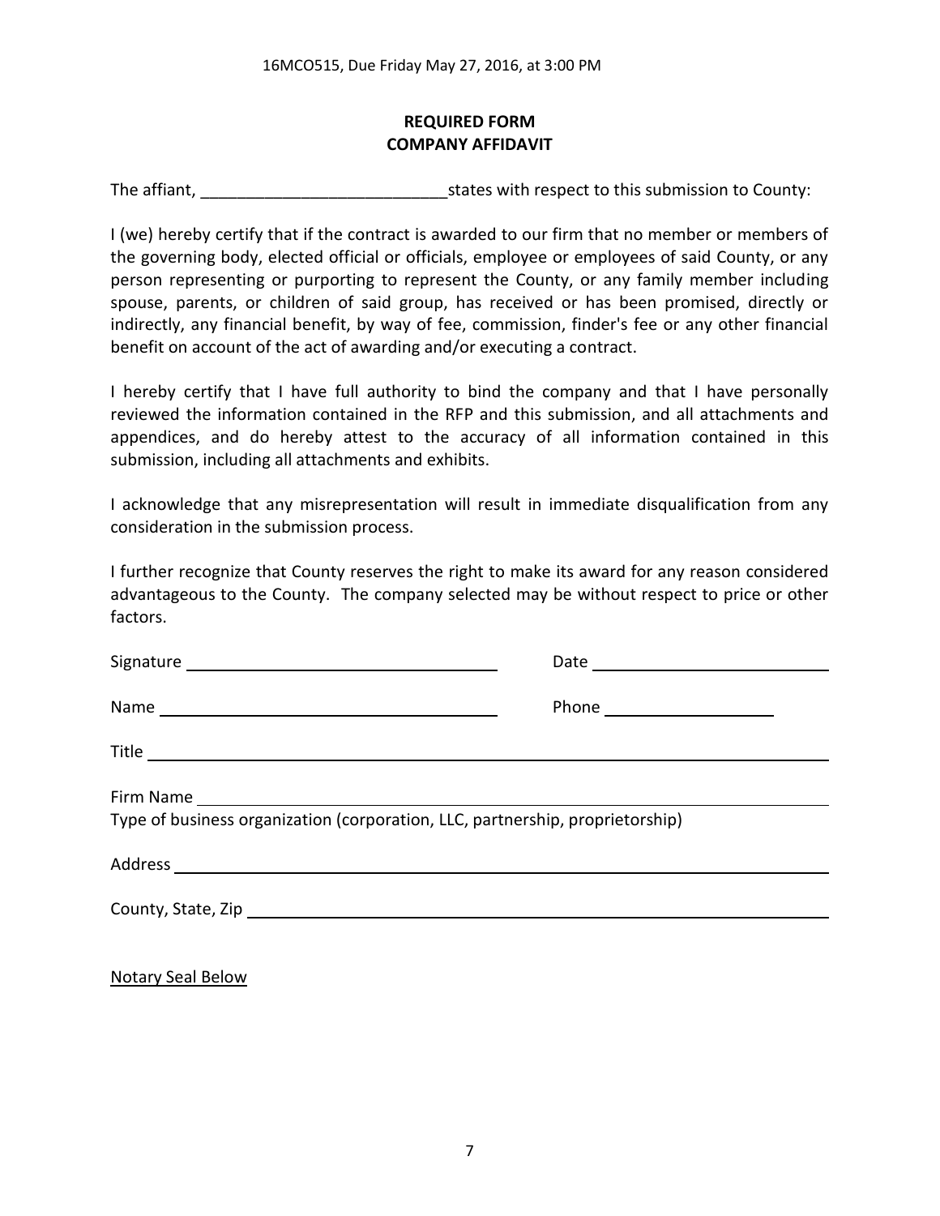**REQUIRED FORM**
**COMPANY AFFIDAVIT**

The affiant, ___________________________states with respect to this submission to County:

I (we) hereby certify that if the contract is awarded to our firm that no member or members of the governing body, elected official or officials, employee or employees of said County, or any person representing or purporting to represent the County, or any family member including spouse, parents, or children of said group, has received or has been promised, directly or indirectly, any financial benefit, by way of fee, commission, finder's fee or any other financial benefit on account of the act of awarding and/or executing a contract.

I hereby certify that I have full authority to bind the company and that I have personally reviewed the information contained in the RFP and this submission, and all attachments and appendices, and do hereby attest to the accuracy of all information contained in this submission, including all attachments and exhibits.

I acknowledge that any misrepresentation will result in immediate disqualification from any consideration in the submission process.

I further recognize that County reserves the right to make its award for any reason considered advantageous to the County. The company selected may be without respect to price or other factors.

Signature ___________________________ Date ___________________________

Name ___________________________ Phone ___________________

Title ___________________________________________________________

Firm Name ______________________________________________________
Type of business organization (corporation, LLC, partnership, proprietorship)

Address ________________________________________________________

County, State, Zip ________________________________________________

Notary Seal Below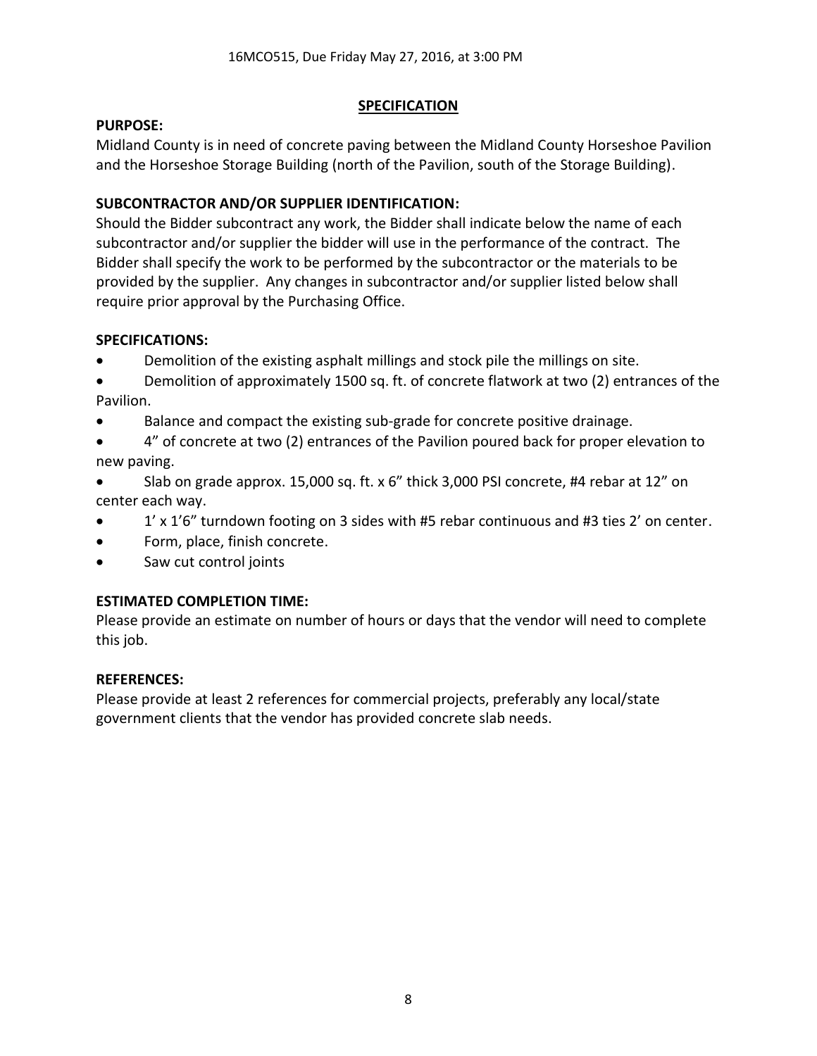16MCO515, Due Friday May 27, 2016, at 3:00 PM

## SPECIFICATION

**PURPOSE:**

Midland County is in need of concrete paving between the Midland County Horseshoe Pavilion and the Horseshoe Storage Building (north of the Pavilion, south of the Storage Building).

**SUBCONTRACTOR AND/OR SUPPLIER IDENTIFICATION:**

Should the Bidder subcontract any work, the Bidder shall indicate below the name of each subcontractor and/or supplier the bidder will use in the performance of the contract. The Bidder shall specify the work to be performed by the subcontractor or the materials to be provided by the supplier. Any changes in subcontractor and/or supplier listed below shall require prior approval by the Purchasing Office.

**SPECIFICATIONS:**

- Demolition of the existing asphalt millings and stock pile the millings on site.
- Demolition of approximately 1500 sq. ft. of concrete flatwork at two (2) entrances of the Pavilion.
- Balance and compact the existing sub-grade for concrete positive drainage.
- 4" of concrete at two (2) entrances of the Pavilion poured back for proper elevation to new paving.
- Slab on grade approx. 15,000 sq. ft. x 6" thick 3,000 PSI concrete, #4 rebar at 12" on center each way.
- 1' x 1'6" turndown footing on 3 sides with #5 rebar continuous and #3 ties 2' on center.
- Form, place, finish concrete.
- Saw cut control joints

**ESTIMATED COMPLETION TIME:**

Please provide an estimate on number of hours or days that the vendor will need to complete this job.

**REFERENCES:**

Please provide at least 2 references for commercial projects, preferably any local/state government clients that the vendor has provided concrete slab needs.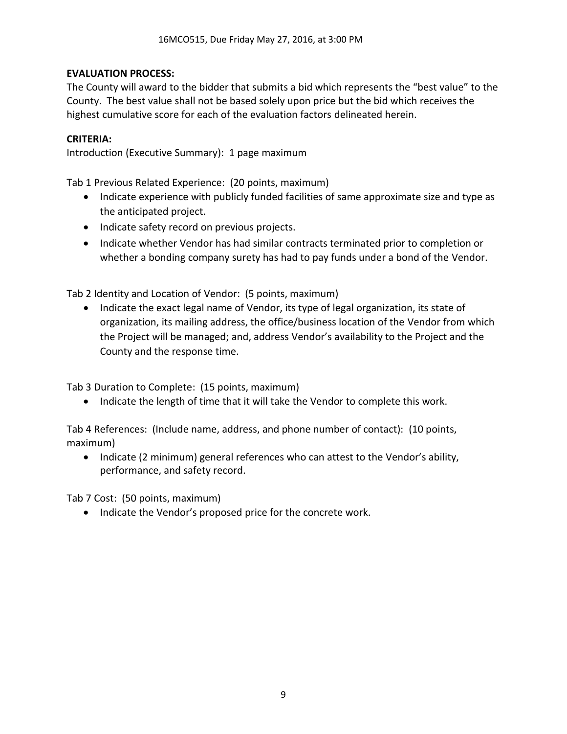**EVALUATION PROCESS:**

The County will award to the bidder that submits a bid which represents the "best value" to the County. The best value shall not be based solely upon price but the bid which receives the highest cumulative score for each of the evaluation factors delineated herein.

**CRITERIA:**

Introduction (Executive Summary): 1 page maximum

Tab 1 Previous Related Experience: (20 points, maximum)

- Indicate experience with publicly funded facilities of same approximate size and type as the anticipated project.
- Indicate safety record on previous projects.
- Indicate whether Vendor has had similar contracts terminated prior to completion or whether a bonding company surety has had to pay funds under a bond of the Vendor.

Tab 2 Identity and Location of Vendor: (5 points, maximum)

- Indicate the exact legal name of Vendor, its type of legal organization, its state of organization, its mailing address, the office/business location of the Vendor from which the Project will be managed; and, address Vendor's availability to the Project and the County and the response time.

Tab 3 Duration to Complete: (15 points, maximum)

- Indicate the length of time that it will take the Vendor to complete this work.

Tab 4 References: (Include name, address, and phone number of contact): (10 points, maximum)

- Indicate (2 minimum) general references who can attest to the Vendor's ability, performance, and safety record.

Tab 7 Cost: (50 points, maximum)

- Indicate the Vendor's proposed price for the concrete work.